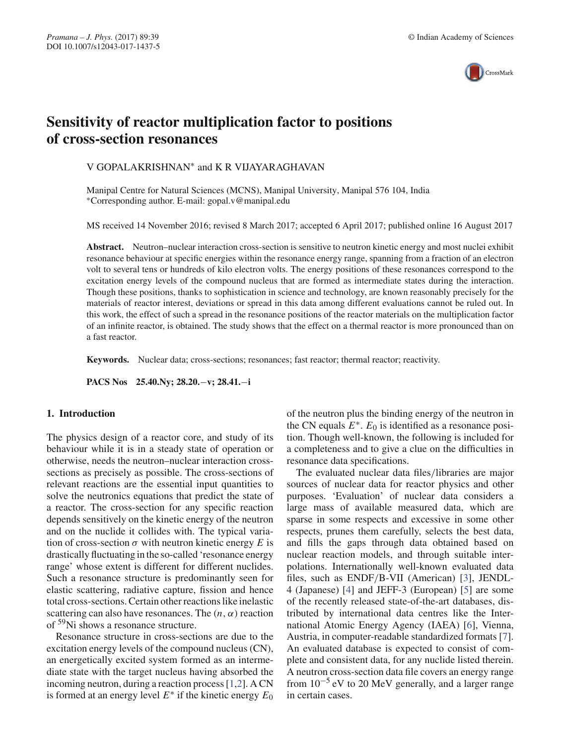# Sensitivity of reactor multiplication factor to positions of cross-section resonances

V GOPALAKRISHNAN* and K R VIJAYARAGHAVAN

Manipal Centre for Natural Sciences (MCNS), Manipal University, Manipal 576 104, India
*Corresponding author. E-mail: gopal.v@manipal.edu

MS received 14 November 2016; revised 8 March 2017; accepted 6 April 2017; published online 16 August 2017

**Abstract.** Neutron–nuclear interaction cross-section is sensitive to neutron kinetic energy and most nuclei exhibit resonance behaviour at specific energies within the resonance energy range, spanning from a fraction of an electron volt to several tens or hundreds of kilo electron volts. The energy positions of these resonances correspond to the excitation energy levels of the compound nucleus that are formed as intermediate states during the interaction. Though these positions, thanks to sophistication in science and technology, are known reasonably precisely for the materials of reactor interest, deviations or spread in this data among different evaluations cannot be ruled out. In this work, the effect of such a spread in the resonance positions of the reactor materials on the multiplication factor of an infinite reactor, is obtained. The study shows that the effect on a thermal reactor is more pronounced than on a fast reactor.

**Keywords.** Nuclear data; cross-sections; resonances; fast reactor; thermal reactor; reactivity.

**PACS Nos** 25.40.Ny; 28.20.−v; 28.41.−i

## 1. Introduction

The physics design of a reactor core, and study of its behaviour while it is in a steady state of operation or otherwise, needs the neutron–nuclear interaction cross-sections as precisely as possible. The cross-sections of relevant reactions are the essential input quantities to solve the neutronics equations that predict the state of a reactor. The cross-section for any specific reaction depends sensitively on the kinetic energy of the neutron and on the nuclide it collides with. The typical variation of cross-section $\sigma$ with neutron kinetic energy $E$ is drastically fluctuating in the so-called 'resonance energy range' whose extent is different for different nuclides. Such a resonance structure is predominantly seen for elastic scattering, radiative capture, fission and hence total cross-sections. Certain other reactions like inelastic scattering can also have resonances. The $(n, \alpha)$ reaction of $^{59}$Ni shows a resonance structure.

Resonance structure in cross-sections are due to the excitation energy levels of the compound nucleus (CN), an energetically excited system formed as an intermediate state with the target nucleus having absorbed the incoming neutron, during a reaction process [1,2]. A CN is formed at an energy level $E^*$ if the kinetic energy $E_0$ of the neutron plus the binding energy of the neutron in the CN equals $E^*$. $E_0$ is identified as a resonance position. Though well-known, the following is included for a completeness and to give a clue on the difficulties in resonance data specifications.

The evaluated nuclear data files/libraries are major sources of nuclear data for reactor physics and other purposes. 'Evaluation' of nuclear data considers a large mass of available measured data, which are sparse in some respects and excessive in some other respects, prunes them carefully, selects the best data, and fills the gaps through data obtained based on nuclear reaction models, and through suitable interpolations. Internationally well-known evaluated data files, such as ENDF/B-VII (American) [3], JENDL-4 (Japanese) [4] and JEFF-3 (European) [5] are some of the recently released state-of-the-art databases, distributed by international data centres like the International Atomic Energy Agency (IAEA) [6], Vienna, Austria, in computer-readable standardized formats [7]. An evaluated database is expected to consist of complete and consistent data, for any nuclide listed therein. A neutron cross-section data file covers an energy range from $10^{-5}$ eV to 20 MeV generally, and a larger range in certain cases.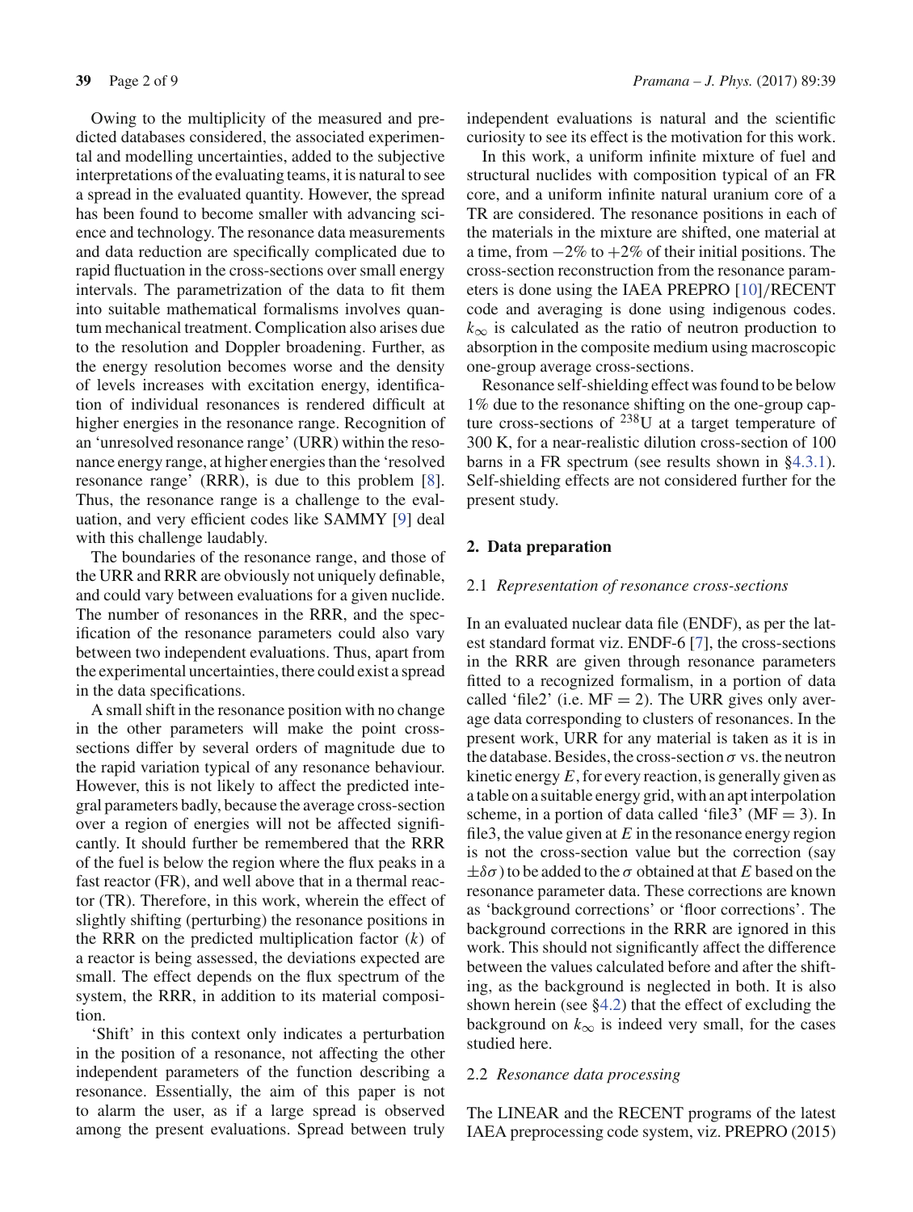Owing to the multiplicity of the measured and predicted databases considered, the associated experimental and modelling uncertainties, added to the subjective interpretations of the evaluating teams, it is natural to see a spread in the evaluated quantity. However, the spread has been found to become smaller with advancing science and technology. The resonance data measurements and data reduction are specifically complicated due to rapid fluctuation in the cross-sections over small energy intervals. The parametrization of the data to fit them into suitable mathematical formalisms involves quantum mechanical treatment. Complication also arises due to the resolution and Doppler broadening. Further, as the energy resolution becomes worse and the density of levels increases with excitation energy, identification of individual resonances is rendered difficult at higher energies in the resonance range. Recognition of an 'unresolved resonance range' (URR) within the resonance energy range, at higher energies than the 'resolved resonance range' (RRR), is due to this problem [8]. Thus, the resonance range is a challenge to the evaluation, and very efficient codes like SAMMY [9] deal with this challenge laudably.

The boundaries of the resonance range, and those of the URR and RRR are obviously not uniquely definable, and could vary between evaluations for a given nuclide. The number of resonances in the RRR, and the specification of the resonance parameters could also vary between two independent evaluations. Thus, apart from the experimental uncertainties, there could exist a spread in the data specifications.

A small shift in the resonance position with no change in the other parameters will make the point cross-sections differ by several orders of magnitude due to the rapid variation typical of any resonance behaviour. However, this is not likely to affect the predicted integral parameters badly, because the average cross-section over a region of energies will not be affected significantly. It should further be remembered that the RRR of the fuel is below the region where the flux peaks in a fast reactor (FR), and well above that in a thermal reactor (TR). Therefore, in this work, wherein the effect of slightly shifting (perturbing) the resonance positions in the RRR on the predicted multiplication factor ($k$) of a reactor is being assessed, the deviations expected are small. The effect depends on the flux spectrum of the system, the RRR, in addition to its material composition.

'Shift' in this context only indicates a perturbation in the position of a resonance, not affecting the other independent parameters of the function describing a resonance. Essentially, the aim of this paper is not to alarm the user, as if a large spread is observed among the present evaluations. Spread between truly independent evaluations is natural and the scientific curiosity to see its effect is the motivation for this work.

In this work, a uniform infinite mixture of fuel and structural nuclides with composition typical of an FR core, and a uniform infinite natural uranium core of a TR are considered. The resonance positions in each of the materials in the mixture are shifted, one material at a time, from $-2\%$ to $+2\%$ of their initial positions. The cross-section reconstruction from the resonance parameters is done using the IAEA PREPRO [10]/RECENT code and averaging is done using indigenous codes. $k_\infty$ is calculated as the ratio of neutron production to absorption in the composite medium using macroscopic one-group average cross-sections.

Resonance self-shielding effect was found to be below 1% due to the resonance shifting on the one-group capture cross-sections of $^{238}$U at a target temperature of 300 K, for a near-realistic dilution cross-section of 100 barns in a FR spectrum (see results shown in §4.3.1). Self-shielding effects are not considered further for the present study.

## 2. Data preparation

### 2.1 *Representation of resonance cross-sections*

In an evaluated nuclear data file (ENDF), as per the latest standard format viz. ENDF-6 [7], the cross-sections in the RRR are given through resonance parameters fitted to a recognized formalism, in a portion of data called 'file2' (i.e. MF = 2). The URR gives only average data corresponding to clusters of resonances. In the present work, URR for any material is taken as it is in the database. Besides, the cross-section $\sigma$ vs. the neutron kinetic energy $E$, for every reaction, is generally given as a table on a suitable energy grid, with an apt interpolation scheme, in a portion of data called 'file3' (MF = 3). In file3, the value given at $E$ in the resonance energy region is not the cross-section value but the correction (say $\pm\delta\sigma$) to be added to the $\sigma$ obtained at that $E$ based on the resonance parameter data. These corrections are known as 'background corrections' or 'floor corrections'. The background corrections in the RRR are ignored in this work. This should not significantly affect the difference between the values calculated before and after the shifting, as the background is neglected in both. It is also shown herein (see §4.2) that the effect of excluding the background on $k_\infty$ is indeed very small, for the cases studied here.

### 2.2 *Resonance data processing*

The LINEAR and the RECENT programs of the latest IAEA preprocessing code system, viz. PREPRO (2015)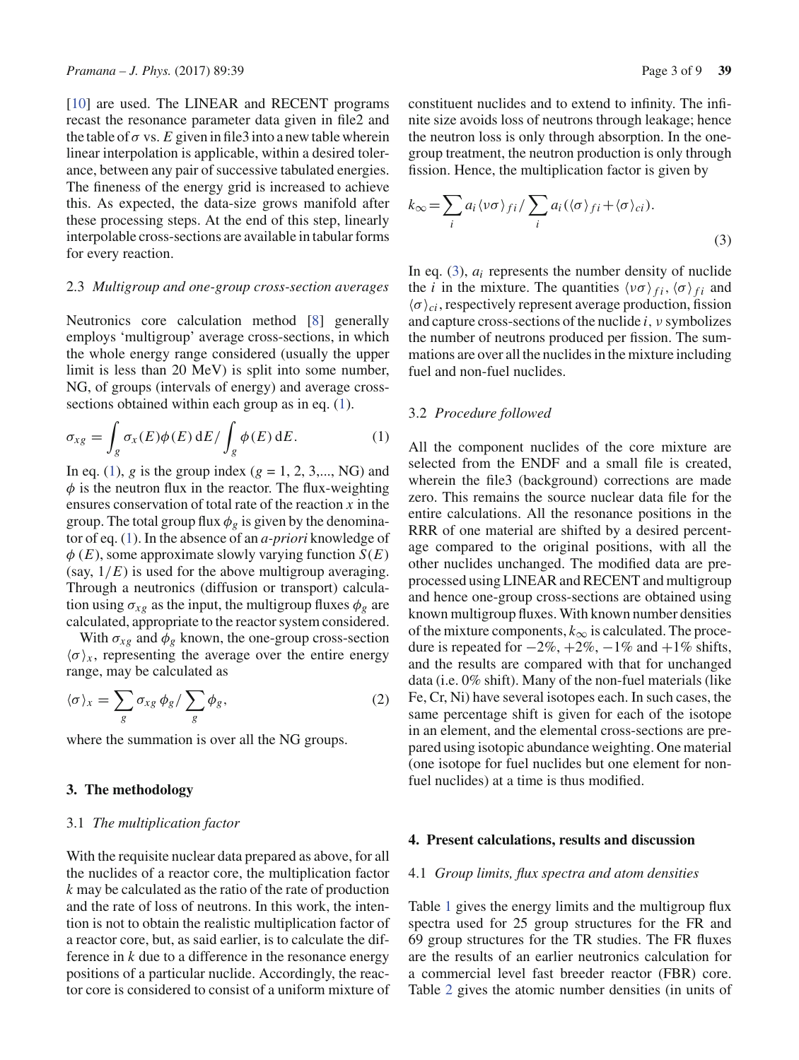[10] are used. The LINEAR and RECENT programs recast the resonance parameter data given in file2 and the table of $\sigma$ vs. $E$ given in file3 into a new table wherein linear interpolation is applicable, within a desired tolerance, between any pair of successive tabulated energies. The fineness of the energy grid is increased to achieve this. As expected, the data-size grows manifold after these processing steps. At the end of this step, linearly interpolable cross-sections are available in tabular forms for every reaction.

### 2.3 *Multigroup and one-group cross-section averages*

Neutronics core calculation method [8] generally employs 'multigroup' average cross-sections, in which the whole energy range considered (usually the upper limit is less than 20 MeV) is split into some number, NG, of groups (intervals of energy) and average cross-sections obtained within each group as in eq. (1).

$$\sigma_{xg} = \int_g \sigma_x(E)\phi(E)\,\mathrm{d}E \Big/ \int_g \phi(E)\,\mathrm{d}E. \quad (1)$$

In eq. (1), $g$ is the group index ($g$ = 1, 2, 3,..., NG) and $\phi$ is the neutron flux in the reactor. The flux-weighting ensures conservation of total rate of the reaction $x$ in the group. The total group flux $\phi_g$ is given by the denominator of eq. (1). In the absence of an *a-priori* knowledge of $\phi(E)$, some approximate slowly varying function $S(E)$ (say, $1/E$) is used for the above multigroup averaging. Through a neutronics (diffusion or transport) calculation using $\sigma_{xg}$ as the input, the multigroup fluxes $\phi_g$ are calculated, appropriate to the reactor system considered.

With $\sigma_{xg}$ and $\phi_g$ known, the one-group cross-section $\langle\sigma\rangle_x$, representing the average over the entire energy range, may be calculated as

$$\langle\sigma\rangle_x = \sum_g \sigma_{xg}\,\phi_g \Big/ \sum_g \phi_g, \quad (2)$$

where the summation is over all the NG groups.

## 3. The methodology

### 3.1 *The multiplication factor*

With the requisite nuclear data prepared as above, for all the nuclides of a reactor core, the multiplication factor $k$ may be calculated as the ratio of the rate of production and the rate of loss of neutrons. In this work, the intention is not to obtain the realistic multiplication factor of a reactor core, but, as said earlier, is to calculate the difference in $k$ due to a difference in the resonance energy positions of a particular nuclide. Accordingly, the reactor core is considered to consist of a uniform mixture of constituent nuclides and to extend to infinity. The infinite size avoids loss of neutrons through leakage; hence the neutron loss is only through absorption. In the one-group treatment, the neutron production is only through fission. Hence, the multiplication factor is given by

$$k_\infty = \sum_i a_i \langle\nu\sigma\rangle_{fi} \Big/ \sum_i a_i(\langle\sigma\rangle_{fi} + \langle\sigma\rangle_{ci}). \quad (3)$$

In eq. (3), $a_i$ represents the number density of nuclide the $i$ in the mixture. The quantities $\langle\nu\sigma\rangle_{fi}$, $\langle\sigma\rangle_{fi}$ and $\langle\sigma\rangle_{ci}$, respectively represent average production, fission and capture cross-sections of the nuclide $i$, $\nu$ symbolizes the number of neutrons produced per fission. The summations are over all the nuclides in the mixture including fuel and non-fuel nuclides.

### 3.2 *Procedure followed*

All the component nuclides of the core mixture are selected from the ENDF and a small file is created, wherein the file3 (background) corrections are made zero. This remains the source nuclear data file for the entire calculations. All the resonance positions in the RRR of one material are shifted by a desired percentage compared to the original positions, with all the other nuclides unchanged. The modified data are preprocessed using LINEAR and RECENT and multigroup and hence one-group cross-sections are obtained using known multigroup fluxes. With known number densities of the mixture components, $k_\infty$ is calculated. The procedure is repeated for $-2\%$, $+2\%$, $-1\%$ and $+1\%$ shifts, and the results are compared with that for unchanged data (i.e. 0% shift). Many of the non-fuel materials (like Fe, Cr, Ni) have several isotopes each. In such cases, the same percentage shift is given for each of the isotope in an element, and the elemental cross-sections are prepared using isotopic abundance weighting. One material (one isotope for fuel nuclides but one element for non-fuel nuclides) at a time is thus modified.

## 4. Present calculations, results and discussion

### 4.1 *Group limits, flux spectra and atom densities*

Table 1 gives the energy limits and the multigroup flux spectra used for 25 group structures for the FR and 69 group structures for the TR studies. The FR fluxes are the results of an earlier neutronics calculation for a commercial level fast breeder reactor (FBR) core. Table 2 gives the atomic number densities (in units of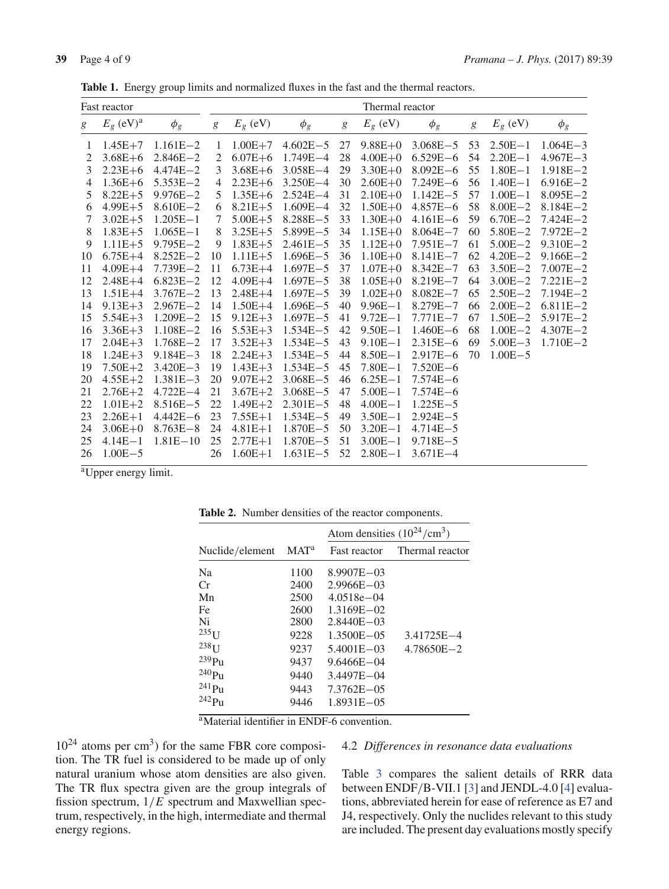**Table 1.** Energy group limits and normalized fluxes in the fast and the thermal reactors.

| Fast reactor | | | Thermal reactor | | | | | | | | | |
|---|---|---|---|---|---|---|---|---|---|---|---|---|
| $g$ | $E_g$ (eV)[a] | $\phi_g$ | $g$ | $E_g$ (eV) | $\phi_g$ | $g$ | $E_g$ (eV) | $\phi_g$ | $g$ | $E_g$ (eV) | $\phi_g$ |
| 1 | 1.45E+7 | 1.161E−2 | 1 | 1.00E+7 | 4.602E−5 | 27 | 9.88E+0 | 3.068E−5 | 53 | 2.50E−1 | 1.064E−3 |
| 2 | 3.68E+6 | 2.846E−2 | 2 | 6.07E+6 | 1.749E−4 | 28 | 4.00E+0 | 6.529E−6 | 54 | 2.20E−1 | 4.967E−3 |
| 3 | 2.23E+6 | 4.474E−2 | 3 | 3.68E+6 | 3.058E−4 | 29 | 3.30E+0 | 8.092E−6 | 55 | 1.80E−1 | 1.918E−2 |
| 4 | 1.36E+6 | 5.353E−2 | 4 | 2.23E+6 | 3.250E−4 | 30 | 2.60E+0 | 7.249E−6 | 56 | 1.40E−1 | 6.916E−2 |
| 5 | 8.22E+5 | 9.976E−2 | 5 | 1.35E+6 | 2.524E−4 | 31 | 2.10E+0 | 1.142E−5 | 57 | 1.00E−1 | 8.095E−2 |
| 6 | 4.99E+5 | 8.610E−2 | 6 | 8.21E+5 | 1.609E−4 | 32 | 1.50E+0 | 4.857E−6 | 58 | 8.00E−2 | 8.184E−2 |
| 7 | 3.02E+5 | 1.205E−1 | 7 | 5.00E+5 | 8.288E−5 | 33 | 1.30E+0 | 4.161E−6 | 59 | 6.70E−2 | 7.424E−2 |
| 8 | 1.83E+5 | 1.065E−1 | 8 | 3.25E+5 | 5.899E−5 | 34 | 1.15E+0 | 8.064E−7 | 60 | 5.80E−2 | 7.972E−2 |
| 9 | 1.11E+5 | 9.795E−2 | 9 | 1.83E+5 | 2.461E−5 | 35 | 1.12E+0 | 7.951E−7 | 61 | 5.00E−2 | 9.310E−2 |
| 10 | 6.75E+4 | 8.252E−2 | 10 | 1.11E+5 | 1.696E−5 | 36 | 1.10E+0 | 8.141E−7 | 62 | 4.20E−2 | 9.166E−2 |
| 11 | 4.09E+4 | 7.739E−2 | 11 | 6.73E+4 | 1.697E−5 | 37 | 1.07E+0 | 8.342E−7 | 63 | 3.50E−2 | 7.007E−2 |
| 12 | 2.48E+4 | 6.823E−2 | 12 | 4.09E+4 | 1.697E−5 | 38 | 1.05E+0 | 8.219E−7 | 64 | 3.00E−2 | 7.221E−2 |
| 13 | 1.51E+4 | 3.767E−2 | 13 | 2.48E+4 | 1.697E−5 | 39 | 1.02E+0 | 8.082E−7 | 65 | 2.50E−2 | 7.194E−2 |
| 14 | 9.13E+3 | 2.967E−2 | 14 | 1.50E+4 | 1.696E−5 | 40 | 9.96E−1 | 8.279E−7 | 66 | 2.00E−2 | 6.811E−2 |
| 15 | 5.54E+3 | 1.209E−2 | 15 | 9.12E+3 | 1.697E−5 | 41 | 9.72E−1 | 7.771E−7 | 67 | 1.50E−2 | 5.917E−2 |
| 16 | 3.36E+3 | 1.108E−2 | 16 | 5.53E+3 | 1.534E−5 | 42 | 9.50E−1 | 1.460E−6 | 68 | 1.00E−2 | 4.307E−2 |
| 17 | 2.04E+3 | 1.768E−2 | 17 | 3.52E+3 | 1.534E−5 | 43 | 9.10E−1 | 2.315E−6 | 69 | 5.00E−3 | 1.710E−2 |
| 18 | 1.24E+3 | 9.184E−3 | 18 | 2.24E+3 | 1.534E−5 | 44 | 8.50E−1 | 2.917E−6 | 70 | 1.00E−5 | |
| 19 | 7.50E+2 | 3.420E−3 | 19 | 1.43E+3 | 1.534E−5 | 45 | 7.80E−1 | 7.520E−6 | | | |
| 20 | 4.55E+2 | 1.381E−3 | 20 | 9.07E+2 | 3.068E−5 | 46 | 6.25E−1 | 7.574E−6 | | | |
| 21 | 2.76E+2 | 4.722E−4 | 21 | 3.67E+2 | 3.068E−5 | 47 | 5.00E−1 | 7.574E−6 | | | |
| 22 | 1.01E+2 | 8.516E−5 | 22 | 1.49E+2 | 2.301E−5 | 48 | 4.00E−1 | 1.225E−5 | | | |
| 23 | 2.26E+1 | 4.442E−6 | 23 | 7.55E+1 | 1.534E−5 | 49 | 3.50E−1 | 2.924E−5 | | | |
| 24 | 3.06E+0 | 8.763E−8 | 24 | 4.81E+1 | 1.870E−5 | 50 | 3.20E−1 | 4.714E−5 | | | |
| 25 | 4.14E−1 | 1.81E−10 | 25 | 2.77E+1 | 1.870E−5 | 51 | 3.00E−1 | 9.718E−5 | | | |
| 26 | 1.00E−5 | | 26 | 1.60E+1 | 1.631E−5 | 52 | 2.80E−1 | 3.671E−4 | | | |

[a]Upper energy limit.

**Table 2.** Number densities of the reactor components.

| Nuclide/element | MAT[a] | Atom densities ($10^{24}$/cm$^3$) | |
|---|---|---|---|
| | | Fast reactor | Thermal reactor |
| Na | 1100 | 8.9907E−03 | |
| Cr | 2400 | 2.9966E−03 | |
| Mn | 2500 | 4.0518e−04 | |
| Fe | 2600 | 1.3169E−02 | |
| Ni | 2800 | 2.8440E−03 | |
| $^{235}$U | 9228 | 1.3500E−05 | 3.41725E−4 |
| $^{238}$U | 9237 | 5.4001E−03 | 4.78650E−2 |
| $^{239}$Pu | 9437 | 9.6466E−04 | |
| $^{240}$Pu | 9440 | 3.4497E−04 | |
| $^{241}$Pu | 9443 | 7.3762E−05 | |
| $^{242}$Pu | 9446 | 1.8931E−05 | |

[a]Material identifier in ENDF-6 convention.

$10^{24}$ atoms per cm$^3$) for the same FBR core composition. The TR fuel is considered to be made up of only natural uranium whose atom densities are also given. The TR flux spectra given are the group integrals of fission spectrum, $1/E$ spectrum and Maxwellian spectrum, respectively, in the high, intermediate and thermal energy regions.

### 4.2 *Differences in resonance data evaluations*

Table 3 compares the salient details of RRR data between ENDF/B-VII.1 [3] and JENDL-4.0 [4] evaluations, abbreviated herein for ease of reference as E7 and J4, respectively. Only the nuclides relevant to this study are included. The present day evaluations mostly specify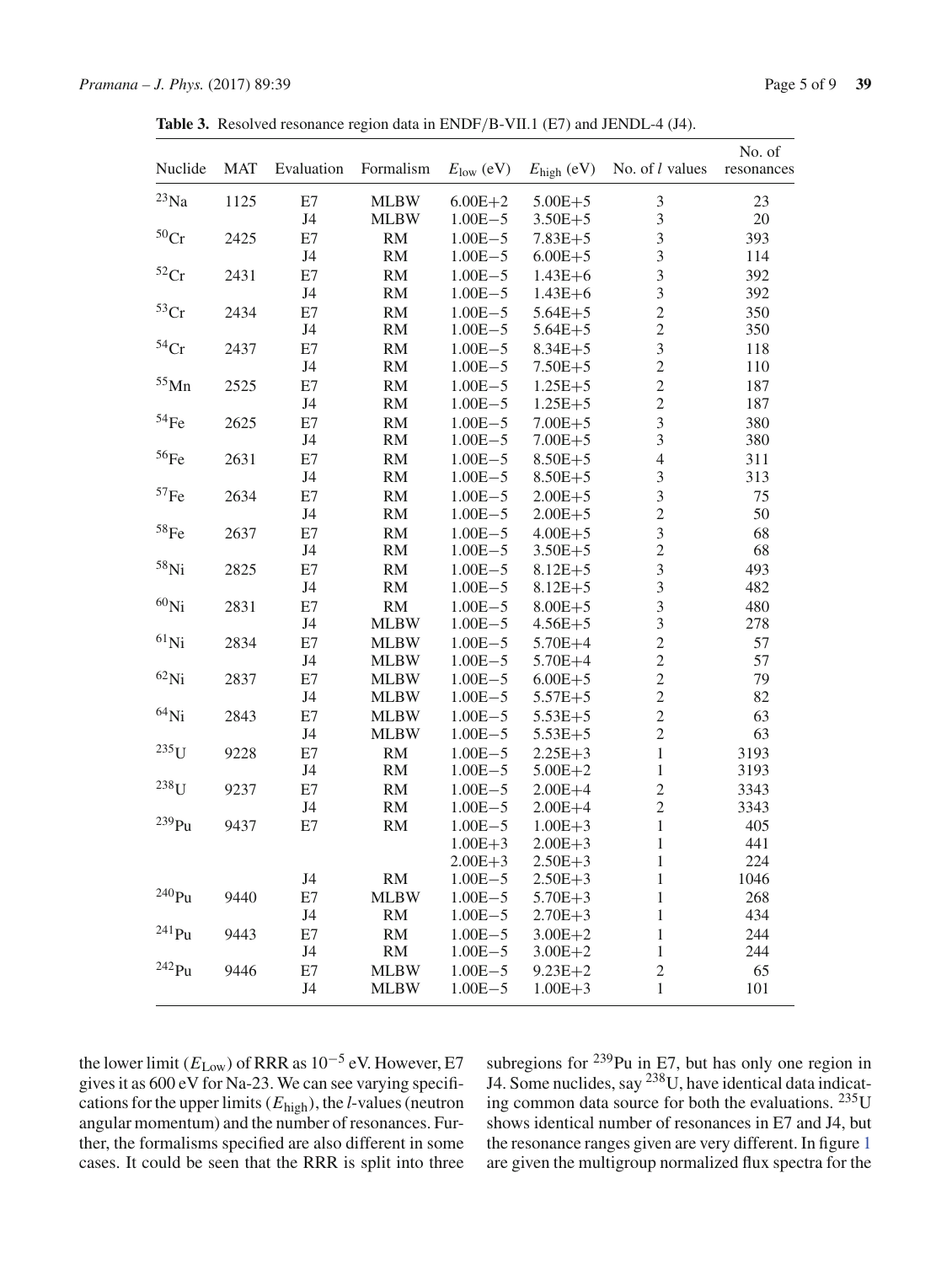**Table 3.** Resolved resonance region data in ENDF/B-VII.1 (E7) and JENDL-4 (J4).

| Nuclide | MAT | Evaluation | Formalism | $E_{\text{low}}$ (eV) | $E_{\text{high}}$ (eV) | No. of $l$ values | No. of resonances |
|---|---|---|---|---|---|---|---|
| $^{23}$Na | 1125 | E7 | MLBW | 6.00E+2 | 5.00E+5 | 3 | 23 |
| | | J4 | MLBW | 1.00E−5 | 3.50E+5 | 3 | 20 |
| $^{50}$Cr | 2425 | E7 | RM | 1.00E−5 | 7.83E+5 | 3 | 393 |
| | | J4 | RM | 1.00E−5 | 6.00E+5 | 3 | 114 |
| $^{52}$Cr | 2431 | E7 | RM | 1.00E−5 | 1.43E+6 | 3 | 392 |
| | | J4 | RM | 1.00E−5 | 1.43E+6 | 3 | 392 |
| $^{53}$Cr | 2434 | E7 | RM | 1.00E−5 | 5.64E+5 | 2 | 350 |
| | | J4 | RM | 1.00E−5 | 5.64E+5 | 2 | 350 |
| $^{54}$Cr | 2437 | E7 | RM | 1.00E−5 | 8.34E+5 | 3 | 118 |
| | | J4 | RM | 1.00E−5 | 7.50E+5 | 2 | 110 |
| $^{55}$Mn | 2525 | E7 | RM | 1.00E−5 | 1.25E+5 | 2 | 187 |
| | | J4 | RM | 1.00E−5 | 1.25E+5 | 2 | 187 |
| $^{54}$Fe | 2625 | E7 | RM | 1.00E−5 | 7.00E+5 | 3 | 380 |
| | | J4 | RM | 1.00E−5 | 7.00E+5 | 3 | 380 |
| $^{56}$Fe | 2631 | E7 | RM | 1.00E−5 | 8.50E+5 | 4 | 311 |
| | | J4 | RM | 1.00E−5 | 8.50E+5 | 3 | 313 |
| $^{57}$Fe | 2634 | E7 | RM | 1.00E−5 | 2.00E+5 | 3 | 75 |
| | | J4 | RM | 1.00E−5 | 2.00E+5 | 2 | 50 |
| $^{58}$Fe | 2637 | E7 | RM | 1.00E−5 | 4.00E+5 | 3 | 68 |
| | | J4 | RM | 1.00E−5 | 3.50E+5 | 2 | 68 |
| $^{58}$Ni | 2825 | E7 | RM | 1.00E−5 | 8.12E+5 | 3 | 493 |
| | | J4 | RM | 1.00E−5 | 8.12E+5 | 3 | 482 |
| $^{60}$Ni | 2831 | E7 | RM | 1.00E−5 | 8.00E+5 | 3 | 480 |
| | | J4 | MLBW | 1.00E−5 | 4.56E+5 | 3 | 278 |
| $^{61}$Ni | 2834 | E7 | MLBW | 1.00E−5 | 5.70E+4 | 2 | 57 |
| | | J4 | MLBW | 1.00E−5 | 5.70E+4 | 2 | 57 |
| $^{62}$Ni | 2837 | E7 | MLBW | 1.00E−5 | 6.00E+5 | 2 | 79 |
| | | J4 | MLBW | 1.00E−5 | 5.57E+5 | 2 | 82 |
| $^{64}$Ni | 2843 | E7 | MLBW | 1.00E−5 | 5.53E+5 | 2 | 63 |
| | | J4 | MLBW | 1.00E−5 | 5.53E+5 | 2 | 63 |
| $^{235}$U | 9228 | E7 | RM | 1.00E−5 | 2.25E+3 | 1 | 3193 |
| | | J4 | RM | 1.00E−5 | 5.00E+2 | 1 | 3193 |
| $^{238}$U | 9237 | E7 | RM | 1.00E−5 | 2.00E+4 | 2 | 3343 |
| | | J4 | RM | 1.00E−5 | 2.00E+4 | 2 | 3343 |
| $^{239}$Pu | 9437 | E7 | RM | 1.00E−5 | 1.00E+3 | 1 | 405 |
| | | | | 1.00E+3 | 2.00E+3 | 1 | 441 |
| | | | | 2.00E+3 | 2.50E+3 | 1 | 224 |
| | | J4 | RM | 1.00E−5 | 2.50E+3 | 1 | 1046 |
| $^{240}$Pu | 9440 | E7 | MLBW | 1.00E−5 | 5.70E+3 | 1 | 268 |
| | | J4 | RM | 1.00E−5 | 2.70E+3 | 1 | 434 |
| $^{241}$Pu | 9443 | E7 | RM | 1.00E−5 | 3.00E+2 | 1 | 244 |
| | | J4 | RM | 1.00E−5 | 3.00E+2 | 1 | 244 |
| $^{242}$Pu | 9446 | E7 | MLBW | 1.00E−5 | 9.23E+2 | 2 | 65 |
| | | J4 | MLBW | 1.00E−5 | 1.00E+3 | 1 | 101 |

the lower limit ($E_{\text{Low}}$) of RRR as $10^{-5}$ eV. However, E7 gives it as 600 eV for Na-23. We can see varying specifications for the upper limits ($E_{\text{high}}$), the $l$-values (neutron angular momentum) and the number of resonances. Further, the formalisms specified are also different in some cases. It could be seen that the RRR is split into three subregions for $^{239}$Pu in E7, but has only one region in J4. Some nuclides, say $^{238}$U, have identical data indicating common data source for both the evaluations. $^{235}$U shows identical number of resonances in E7 and J4, but the resonance ranges given are very different. In figure 1 are given the multigroup normalized flux spectra for the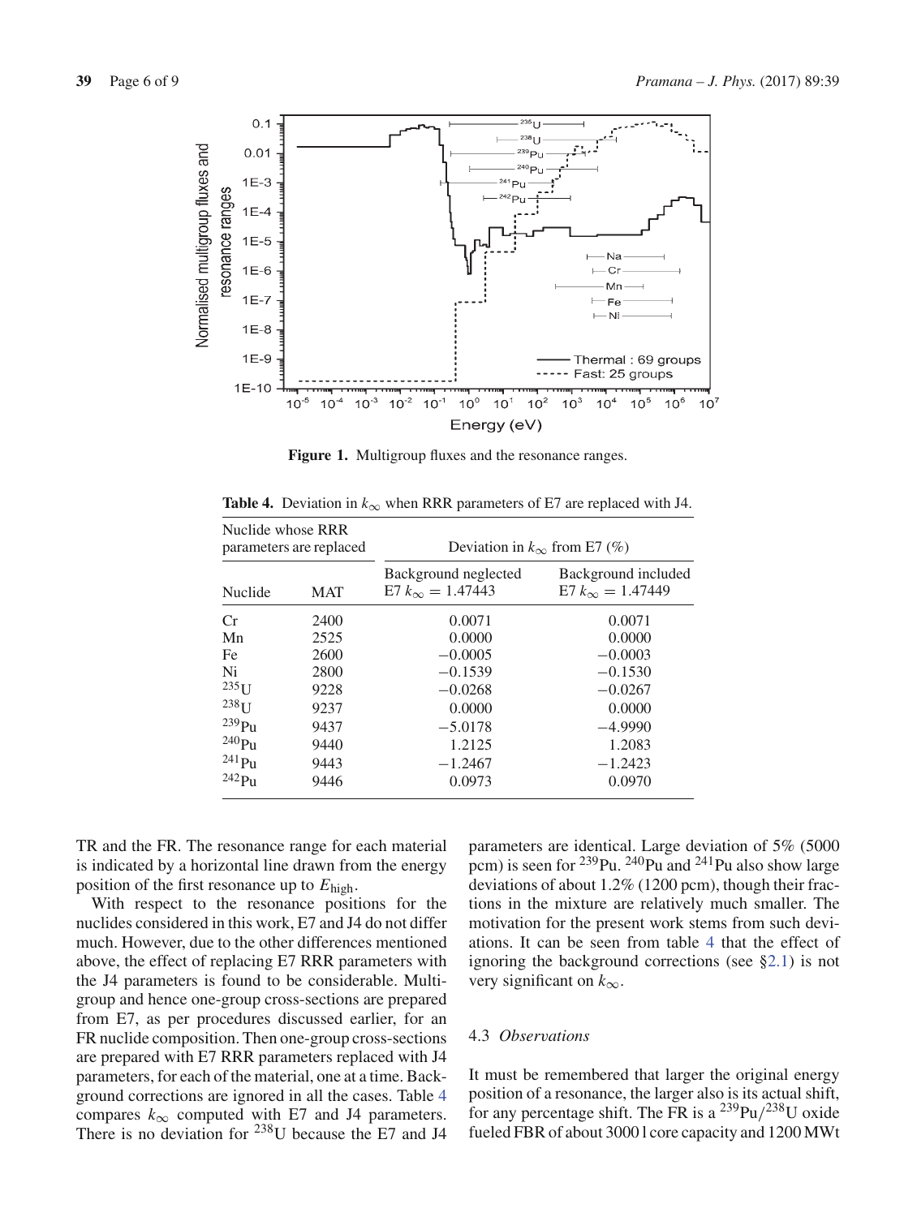Normalised multigroup fluxes and resonance ranges

0.1

0.01

1E-3

1E-4

1E-5

1E-6

1E-7

1E-8

1E-9

1E-10

$10^{-5}$ $10^{-4}$ $10^{-3}$ $10^{-2}$ $10^{-1}$ $10^{0}$ $10^{1}$ $10^{2}$ $10^{3}$ $10^{4}$ $10^{5}$ $10^{6}$ $10^{7}$

Energy (eV)

$^{235}$U

$^{238}$U

$^{239}$Pu

$^{240}$Pu

$^{241}$Pu

$^{242}$Pu

Na

Cr

Mn

Fe

Ni

Thermal : 69 groups

Fast: 25 groups

**Figure 1.** Multigroup fluxes and the resonance ranges.

**Table 4.** Deviation in $k_\infty$ when RRR parameters of E7 are replaced with J4.

| Nuclide whose RRR parameters are replaced | | Deviation in $k_\infty$ from E7 (%) | |
|---|---|---|---|
| Nuclide | MAT | Background neglected E7 $k_\infty = 1.47443$ | Background included E7 $k_\infty = 1.47449$ |
| Cr | 2400 | 0.0071 | 0.0071 |
| Mn | 2525 | 0.0000 | 0.0000 |
| Fe | 2600 | −0.0005 | −0.0003 |
| Ni | 2800 | −0.1539 | −0.1530 |
| $^{235}$U | 9228 | −0.0268 | −0.0267 |
| $^{238}$U | 9237 | 0.0000 | 0.0000 |
| $^{239}$Pu | 9437 | −5.0178 | −4.9990 |
| $^{240}$Pu | 9440 | 1.2125 | 1.2083 |
| $^{241}$Pu | 9443 | −1.2467 | −1.2423 |
| $^{242}$Pu | 9446 | 0.0973 | 0.0970 |

TR and the FR. The resonance range for each material is indicated by a horizontal line drawn from the energy position of the first resonance up to $E_{\text{high}}$.

With respect to the resonance positions for the nuclides considered in this work, E7 and J4 do not differ much. However, due to the other differences mentioned above, the effect of replacing E7 RRR parameters with the J4 parameters is found to be considerable. Multigroup and hence one-group cross-sections are prepared from E7, as per procedures discussed earlier, for an FR nuclide composition. Then one-group cross-sections are prepared with E7 RRR parameters replaced with J4 parameters, for each of the material, one at a time. Background corrections are ignored in all the cases. Table 4 compares $k_\infty$ computed with E7 and J4 parameters. There is no deviation for $^{238}$U because the E7 and J4 parameters are identical. Large deviation of 5% (5000 pcm) is seen for $^{239}$Pu. $^{240}$Pu and $^{241}$Pu also show large deviations of about 1.2% (1200 pcm), though their fractions in the mixture are relatively much smaller. The motivation for the present work stems from such deviations. It can be seen from table 4 that the effect of ignoring the background corrections (see §2.1) is not very significant on $k_\infty$.

### 4.3 *Observations*

It must be remembered that larger the original energy position of a resonance, the larger also is its actual shift, for any percentage shift. The FR is a $^{239}$Pu/$^{238}$U oxide fueled FBR of about 3000 l core capacity and 1200 MWt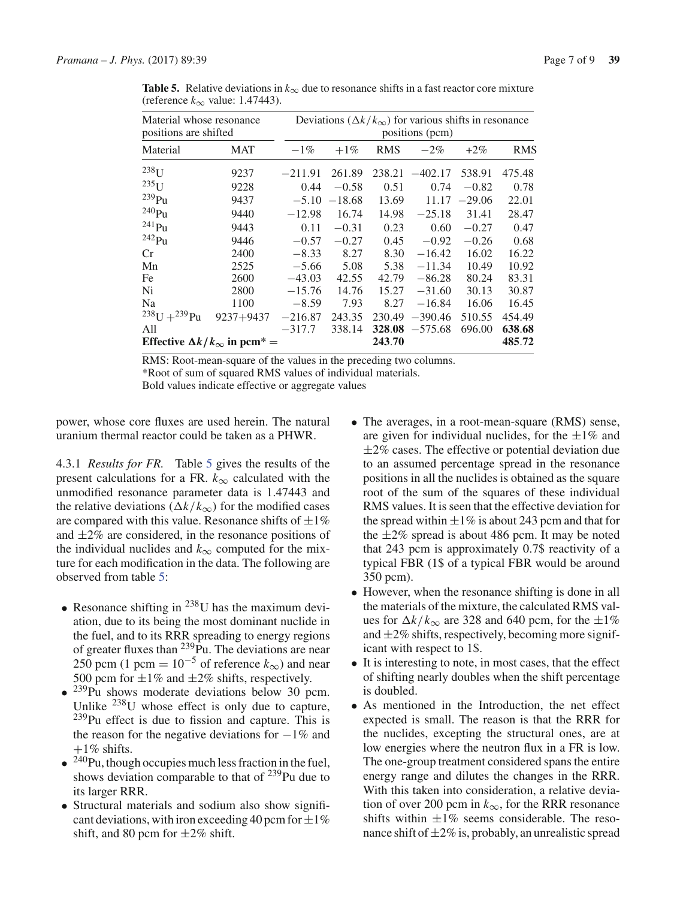**Table 5.** Relative deviations in $k_\infty$ due to resonance shifts in a fast reactor core mixture (reference $k_\infty$ value: 1.47443).

| Material whose resonance positions are shifted | | Deviations ($\Delta k/k_\infty$) for various shifts in resonance positions (pcm) | | | | | |
|---|---|---|---|---|---|---|---|
| Material | MAT | −1% | +1% | RMS | −2% | +2% | RMS |
| $^{238}$U | 9237 | −211.91 | 261.89 | 238.21 | −402.17 | 538.91 | 475.48 |
| $^{235}$U | 9228 | 0.44 | −0.58 | 0.51 | 0.74 | −0.82 | 0.78 |
| $^{239}$Pu | 9437 | −5.10 | −18.68 | 13.69 | 11.17 | −29.06 | 22.01 |
| $^{240}$Pu | 9440 | −12.98 | 16.74 | 14.98 | −25.18 | 31.41 | 28.47 |
| $^{241}$Pu | 9443 | 0.11 | −0.31 | 0.23 | 0.60 | −0.27 | 0.47 |
| $^{242}$Pu | 9446 | −0.57 | −0.27 | 0.45 | −0.92 | −0.26 | 0.68 |
| Cr | 2400 | −8.33 | 8.27 | 8.30 | −16.42 | 16.02 | 16.22 |
| Mn | 2525 | −5.66 | 5.08 | 5.38 | −11.34 | 10.49 | 10.92 |
| Fe | 2600 | −43.03 | 42.55 | 42.79 | −86.28 | 80.24 | 83.31 |
| Ni | 2800 | −15.76 | 14.76 | 15.27 | −31.60 | 30.13 | 30.87 |
| Na | 1100 | −8.59 | 7.93 | 8.27 | −16.84 | 16.06 | 16.45 |
| $^{238}$U + $^{239}$Pu | 9237+9437 | −216.87 | 243.35 | 230.49 | −390.46 | 510.55 | 454.49 |
| All | | −317.7 | 338.14 | **328.08** | −575.68 | 696.00 | **638.68** |
| **Effective $\Delta k/k_\infty$ in pcm* =** | | | | **243.70** | | | **485.72** |

RMS: Root-mean-square of the values in the preceding two columns.
*Root of sum of squared RMS values of individual materials.
Bold values indicate effective or aggregate values

power, whose core fluxes are used herein. The natural uranium thermal reactor could be taken as a PHWR.

4.3.1 *Results for FR.* Table 5 gives the results of the present calculations for a FR. $k_\infty$ calculated with the unmodified resonance parameter data is 1.47443 and the relative deviations ($\Delta k/k_\infty$) for the modified cases are compared with this value. Resonance shifts of $\pm 1\%$ and $\pm 2\%$ are considered, in the resonance positions of the individual nuclides and $k_\infty$ computed for the mixture for each modification in the data. The following are observed from table 5:

- Resonance shifting in $^{238}$U has the maximum deviation, due to its being the most dominant nuclide in the fuel, and to its RRR spreading to energy regions of greater fluxes than $^{239}$Pu. The deviations are near 250 pcm (1 pcm $= 10^{-5}$ of reference $k_\infty$) and near 500 pcm for $\pm 1\%$ and $\pm 2\%$ shifts, respectively.
- $^{239}$Pu shows moderate deviations below 30 pcm. Unlike $^{238}$U whose effect is only due to capture, $^{239}$Pu effect is due to fission and capture. This is the reason for the negative deviations for $-1\%$ and $+1\%$ shifts.
- $^{240}$Pu, though occupies much less fraction in the fuel, shows deviation comparable to that of $^{239}$Pu due to its larger RRR.
- Structural materials and sodium also show significant deviations, with iron exceeding 40 pcm for $\pm 1\%$ shift, and 80 pcm for $\pm 2\%$ shift.
- The averages, in a root-mean-square (RMS) sense, are given for individual nuclides, for the $\pm 1\%$ and $\pm 2\%$ cases. The effective or potential deviation due to an assumed percentage spread in the resonance positions in all the nuclides is obtained as the square root of the sum of the squares of these individual RMS values. It is seen that the effective deviation for the spread within $\pm 1\%$ is about 243 pcm and that for the $\pm 2\%$ spread is about 486 pcm. It may be noted that 243 pcm is approximately 0.7$ reactivity of a typical FBR (1$ of a typical FBR would be around 350 pcm).
- However, when the resonance shifting is done in all the materials of the mixture, the calculated RMS values for $\Delta k/k_\infty$ are 328 and 640 pcm, for the $\pm 1\%$ and $\pm 2\%$ shifts, respectively, becoming more significant with respect to 1$.
- It is interesting to note, in most cases, that the effect of shifting nearly doubles when the shift percentage is doubled.
- As mentioned in the Introduction, the net effect expected is small. The reason is that the RRR for the nuclides, excepting the structural ones, are at low energies where the neutron flux in a FR is low. The one-group treatment considered spans the entire energy range and dilutes the changes in the RRR. With this taken into consideration, a relative deviation of over 200 pcm in $k_\infty$, for the RRR resonance shifts within $\pm 1\%$ seems considerable. The resonance shift of $\pm 2\%$ is, probably, an unrealistic spread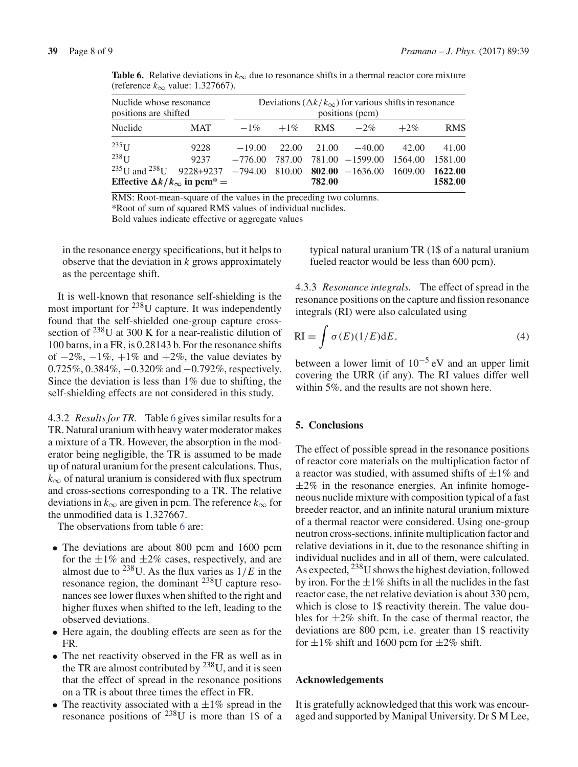**Table 6.** Relative deviations in $k_\infty$ due to resonance shifts in a thermal reactor core mixture (reference $k_\infty$ value: 1.327667).

| Nuclide whose resonance positions are shifted | | Deviations ($\Delta k/k_\infty$) for various shifts in resonance positions (pcm) | | | | | |
|---|---|---|---|---|---|---|---|
| Nuclide | MAT | $-1\%$ | $+1\%$ | RMS | $-2\%$ | $+2\%$ | RMS |
| $^{235}$U | 9228 | −19.00 | 22.00 | 21.00 | −40.00 | 42.00 | 41.00 |
| $^{238}$U | 9237 | −776.00 | 787.00 | 781.00 | −1599.00 | 1564.00 | 1581.00 |
| $^{235}$U and $^{238}$U | 9228+9237 | −794.00 | 810.00 | **802.00** | −1636.00 | 1609.00 | **1622.00** |
| **Effective $\Delta k/k_\infty$ in pcm* =** | | | | **782.00** | | | **1582.00** |

RMS: Root-mean-square of the values in the preceding two columns.
*Root of sum of squared RMS values of individual nuclides.
Bold values indicate effective or aggregate values

in the resonance energy specifications, but it helps to observe that the deviation in $k$ grows approximately as the percentage shift.

It is well-known that resonance self-shielding is the most important for $^{238}$U capture. It was independently found that the self-shielded one-group capture cross-section of $^{238}$U at 300 K for a near-realistic dilution of 100 barns, in a FR, is 0.28143 b. For the resonance shifts of $-2\%$, $-1\%$, $+1\%$ and $+2\%$, the value deviates by 0.725%, 0.384%, −0.320% and −0.792%, respectively. Since the deviation is less than 1% due to shifting, the self-shielding effects are not considered in this study.

4.3.2 *Results for TR.* Table 6 gives similar results for a TR. Natural uranium with heavy water moderator makes a mixture of a TR. However, the absorption in the moderator being negligible, the TR is assumed to be made up of natural uranium for the present calculations. Thus, $k_\infty$ of natural uranium is considered with flux spectrum and cross-sections corresponding to a TR. The relative deviations in $k_\infty$ are given in pcm. The reference $k_\infty$ for the unmodified data is 1.327667.

The observations from table 6 are:

- The deviations are about 800 pcm and 1600 pcm for the $\pm1\%$ and $\pm2\%$ cases, respectively, and are almost due to $^{238}$U. As the flux varies as $1/E$ in the resonance region, the dominant $^{238}$U capture resonances see lower fluxes when shifted to the right and higher fluxes when shifted to the left, leading to the observed deviations.
- Here again, the doubling effects are seen as for the FR.
- The net reactivity observed in the FR as well as in the TR are almost contributed by $^{238}$U, and it is seen that the effect of spread in the resonance positions on a TR is about three times the effect in FR.
- The reactivity associated with a $\pm1\%$ spread in the resonance positions of $^{238}$U is more than 1\$ of a typical natural uranium TR (1\$ of a natural uranium fueled reactor would be less than 600 pcm).

4.3.3 *Resonance integrals.* The effect of spread in the resonance positions on the capture and fission resonance integrals (RI) were also calculated using

$$\mathrm{RI} = \int \sigma(E)(1/E)\mathrm{d}E, \tag{4}$$

between a lower limit of $10^{-5}$ eV and an upper limit covering the URR (if any). The RI values differ well within 5%, and the results are not shown here.

## 5. Conclusions

The effect of possible spread in the resonance positions of reactor core materials on the multiplication factor of a reactor was studied, with assumed shifts of $\pm1\%$ and $\pm2\%$ in the resonance energies. An infinite homogeneous nuclide mixture with composition typical of a fast breeder reactor, and an infinite natural uranium mixture of a thermal reactor were considered. Using one-group neutron cross-sections, infinite multiplication factor and relative deviations in it, due to the resonance shifting in individual nuclides and in all of them, were calculated. As expected, $^{238}$U shows the highest deviation, followed by iron. For the $\pm1\%$ shifts in all the nuclides in the fast reactor case, the net relative deviation is about 330 pcm, which is close to 1\$ reactivity therein. The value doubles for $\pm2\%$ shift. In the case of thermal reactor, the deviations are 800 pcm, i.e. greater than 1\$ reactivity for $\pm1\%$ shift and 1600 pcm for $\pm2\%$ shift.

## Acknowledgements

It is gratefully acknowledged that this work was encouraged and supported by Manipal University. Dr S M Lee,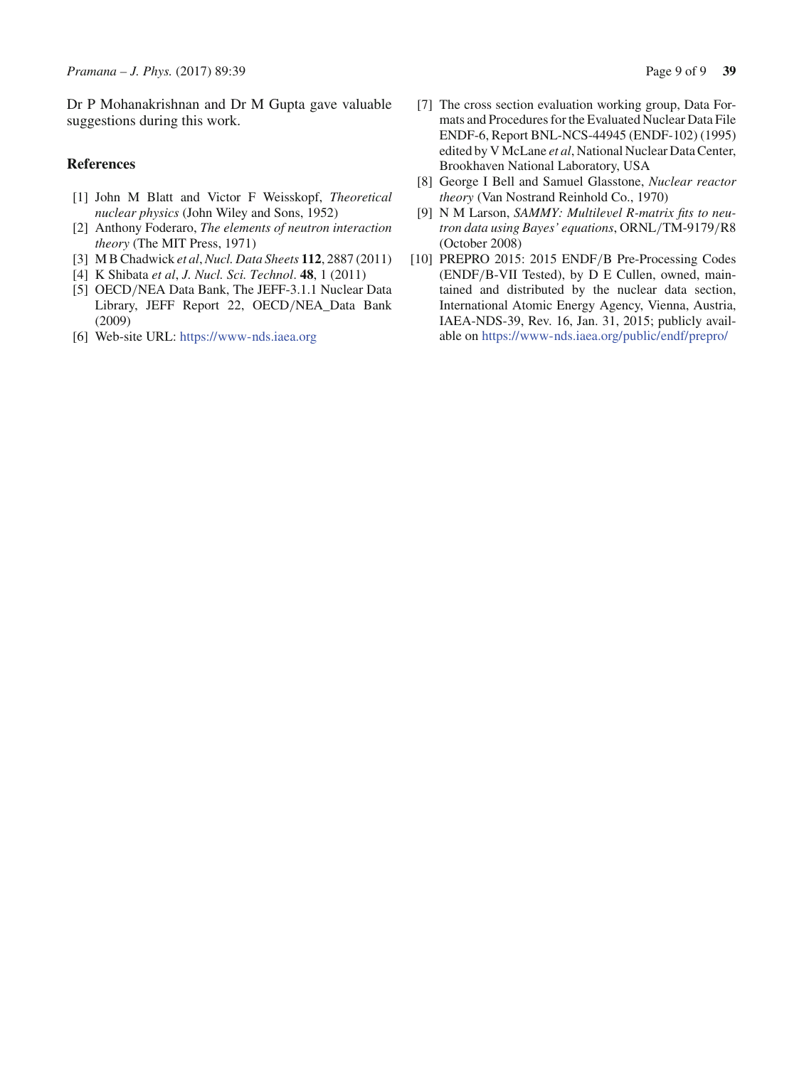Dr P Mohanakrishnan and Dr M Gupta gave valuable suggestions during this work.

## References

[1] John M Blatt and Victor F Weisskopf, *Theoretical nuclear physics* (John Wiley and Sons, 1952)

[2] Anthony Foderaro, *The elements of neutron interaction theory* (The MIT Press, 1971)

[3] M B Chadwick *et al*, *Nucl. Data Sheets* **112**, 2887 (2011)

[4] K Shibata *et al*, *J. Nucl. Sci. Technol.* **48**, 1 (2011)

[5] OECD/NEA Data Bank, The JEFF-3.1.1 Nuclear Data Library, JEFF Report 22, OECD/NEA_Data Bank (2009)

[6] Web-site URL: https://www-nds.iaea.org

[7] The cross section evaluation working group, Data Formats and Procedures for the Evaluated Nuclear Data File ENDF-6, Report BNL-NCS-44945 (ENDF-102) (1995) edited by V McLane *et al*, National Nuclear Data Center, Brookhaven National Laboratory, USA

[8] George I Bell and Samuel Glasstone, *Nuclear reactor theory* (Van Nostrand Reinhold Co., 1970)

[9] N M Larson, *SAMMY: Multilevel R-matrix fits to neutron data using Bayes' equations*, ORNL/TM-9179/R8 (October 2008)

[10] PREPRO 2015: 2015 ENDF/B Pre-Processing Codes (ENDF/B-VII Tested), by D E Cullen, owned, maintained and distributed by the nuclear data section, International Atomic Energy Agency, Vienna, Austria, IAEA-NDS-39, Rev. 16, Jan. 31, 2015; publicly available on https://www-nds.iaea.org/public/endf/prepro/